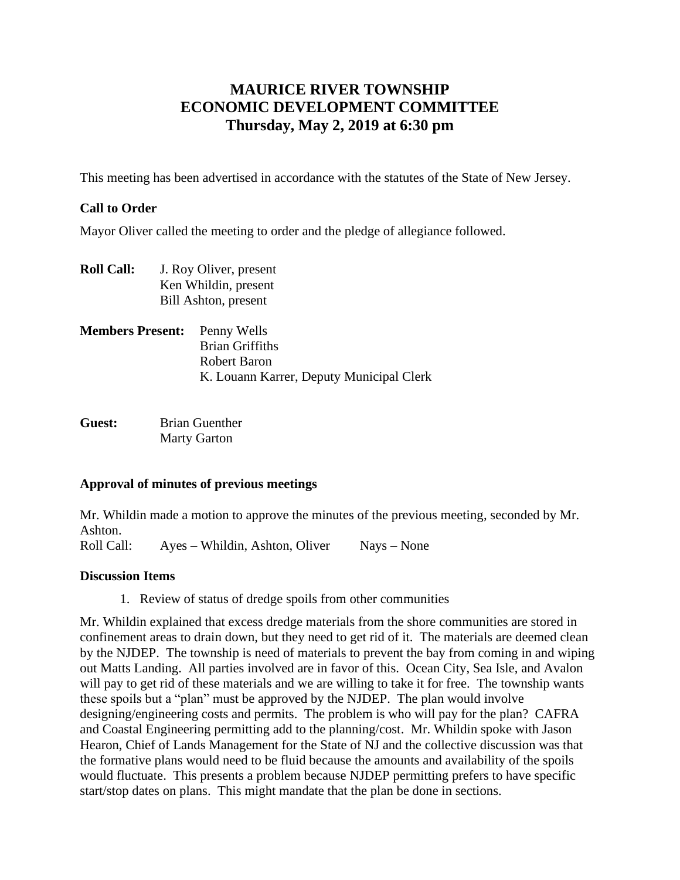# MAURICE RIVER TOWNSHIP
# ECONOMIC DEVELOPMENT COMMITTEE
## Thursday, May 2, 2019 at 6:30 pm

This meeting has been advertised in accordance with the statutes of the State of New Jersey.

**Call to Order**

Mayor Oliver called the meeting to order and the pledge of allegiance followed.

**Roll Call:** J. Roy Oliver, present
Ken Whildin, present
Bill Ashton, present

**Members Present:** Penny Wells
Brian Griffiths
Robert Baron
K. Louann Karrer, Deputy Municipal Clerk

**Guest:** Brian Guenther
Marty Garton

**Approval of minutes of previous meetings**

Mr. Whildin made a motion to approve the minutes of the previous meeting, seconded by Mr. Ashton.
Roll Call: Ayes – Whildin, Ashton, Oliver Nays – None

**Discussion Items**

1. Review of status of dredge spoils from other communities

Mr. Whildin explained that excess dredge materials from the shore communities are stored in confinement areas to drain down, but they need to get rid of it. The materials are deemed clean by the NJDEP. The township is need of materials to prevent the bay from coming in and wiping out Matts Landing. All parties involved are in favor of this. Ocean City, Sea Isle, and Avalon will pay to get rid of these materials and we are willing to take it for free. The township wants these spoils but a "plan" must be approved by the NJDEP. The plan would involve designing/engineering costs and permits. The problem is who will pay for the plan? CAFRA and Coastal Engineering permitting add to the planning/cost. Mr. Whildin spoke with Jason Hearon, Chief of Lands Management for the State of NJ and the collective discussion was that the formative plans would need to be fluid because the amounts and availability of the spoils would fluctuate. This presents a problem because NJDEP permitting prefers to have specific start/stop dates on plans. This might mandate that the plan be done in sections.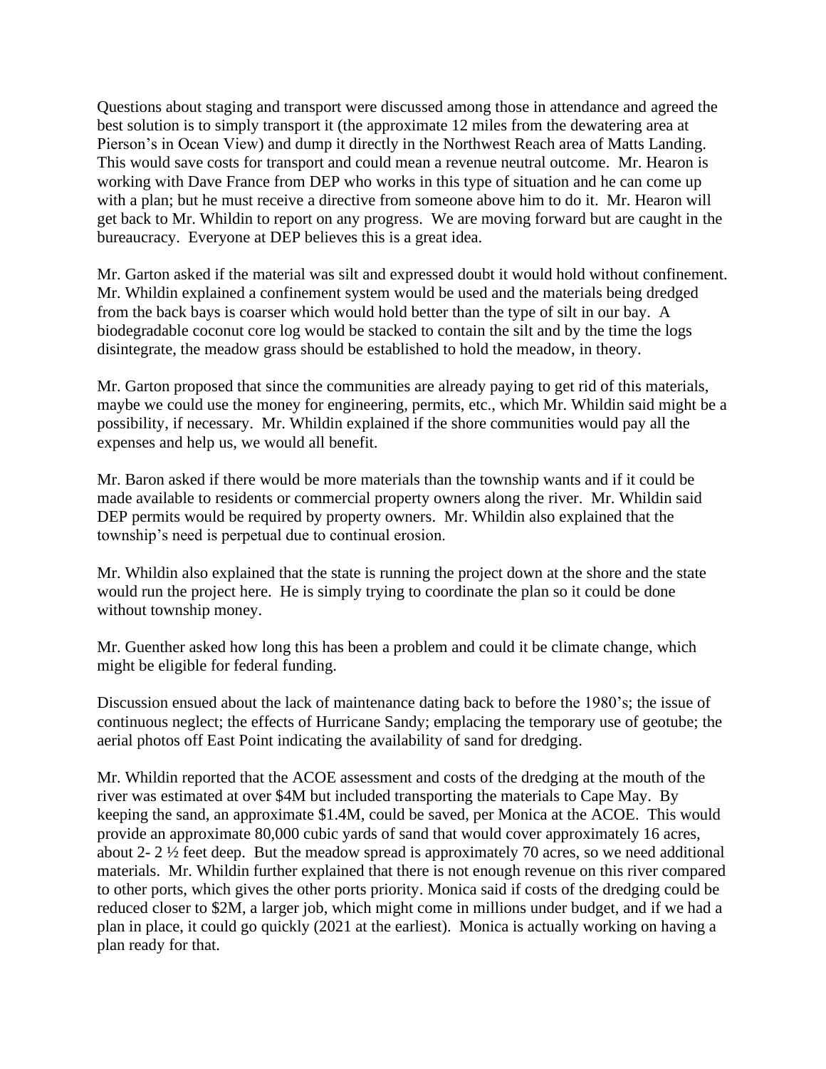Questions about staging and transport were discussed among those in attendance and agreed the best solution is to simply transport it (the approximate 12 miles from the dewatering area at Pierson's in Ocean View) and dump it directly in the Northwest Reach area of Matts Landing. This would save costs for transport and could mean a revenue neutral outcome. Mr. Hearon is working with Dave France from DEP who works in this type of situation and he can come up with a plan; but he must receive a directive from someone above him to do it. Mr. Hearon will get back to Mr. Whildin to report on any progress. We are moving forward but are caught in the bureaucracy. Everyone at DEP believes this is a great idea.

Mr. Garton asked if the material was silt and expressed doubt it would hold without confinement. Mr. Whildin explained a confinement system would be used and the materials being dredged from the back bays is coarser which would hold better than the type of silt in our bay. A biodegradable coconut core log would be stacked to contain the silt and by the time the logs disintegrate, the meadow grass should be established to hold the meadow, in theory.

Mr. Garton proposed that since the communities are already paying to get rid of this materials, maybe we could use the money for engineering, permits, etc., which Mr. Whildin said might be a possibility, if necessary. Mr. Whildin explained if the shore communities would pay all the expenses and help us, we would all benefit.

Mr. Baron asked if there would be more materials than the township wants and if it could be made available to residents or commercial property owners along the river. Mr. Whildin said DEP permits would be required by property owners. Mr. Whildin also explained that the township's need is perpetual due to continual erosion.

Mr. Whildin also explained that the state is running the project down at the shore and the state would run the project here. He is simply trying to coordinate the plan so it could be done without township money.

Mr. Guenther asked how long this has been a problem and could it be climate change, which might be eligible for federal funding.

Discussion ensued about the lack of maintenance dating back to before the 1980's; the issue of continuous neglect; the effects of Hurricane Sandy; emplacing the temporary use of geotube; the aerial photos off East Point indicating the availability of sand for dredging.

Mr. Whildin reported that the ACOE assessment and costs of the dredging at the mouth of the river was estimated at over $4M but included transporting the materials to Cape May. By keeping the sand, an approximate $1.4M, could be saved, per Monica at the ACOE. This would provide an approximate 80,000 cubic yards of sand that would cover approximately 16 acres, about 2- 2 ½ feet deep. But the meadow spread is approximately 70 acres, so we need additional materials. Mr. Whildin further explained that there is not enough revenue on this river compared to other ports, which gives the other ports priority. Monica said if costs of the dredging could be reduced closer to $2M, a larger job, which might come in millions under budget, and if we had a plan in place, it could go quickly (2021 at the earliest). Monica is actually working on having a plan ready for that.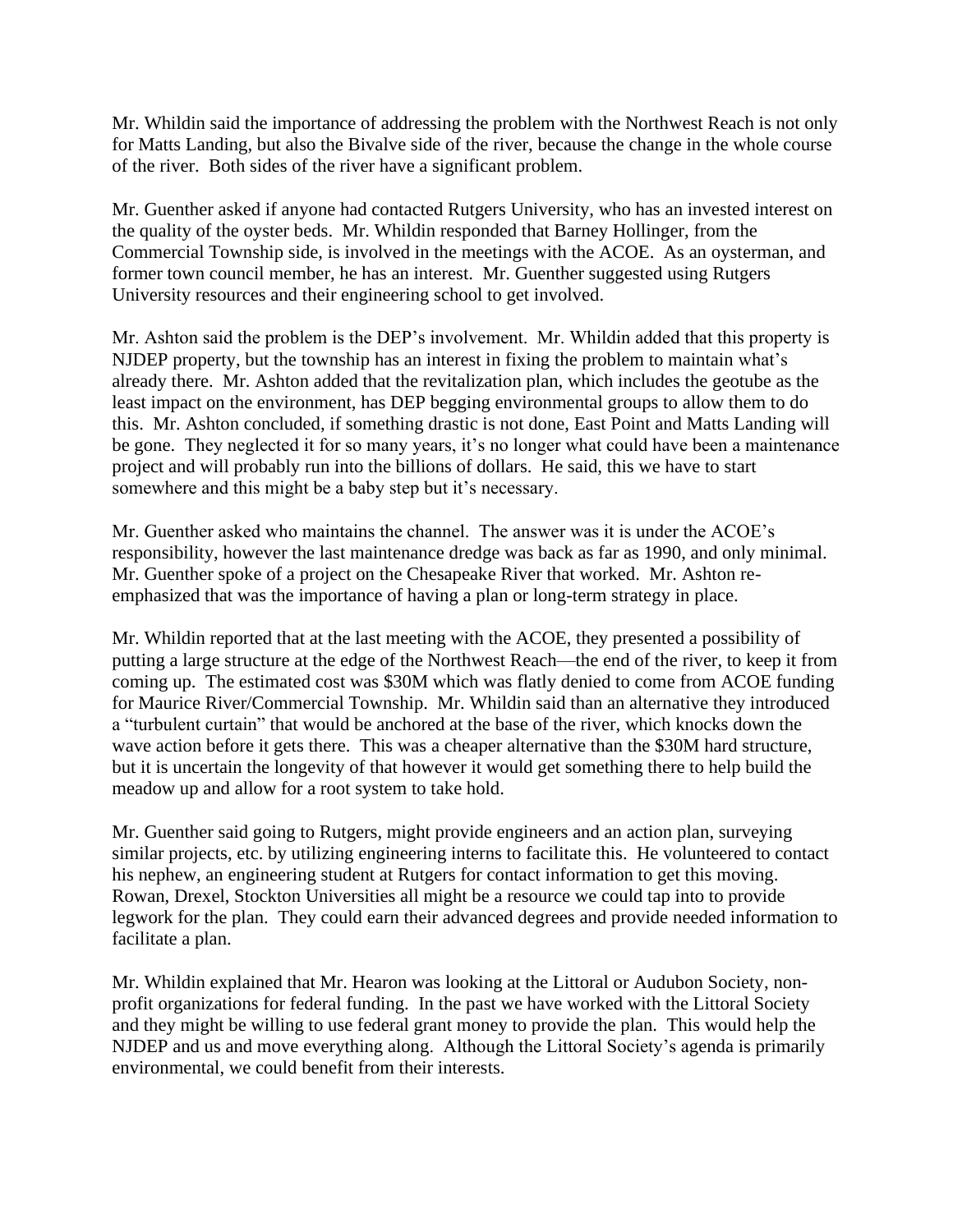Mr. Whildin said the importance of addressing the problem with the Northwest Reach is not only for Matts Landing, but also the Bivalve side of the river, because the change in the whole course of the river. Both sides of the river have a significant problem.

Mr. Guenther asked if anyone had contacted Rutgers University, who has an invested interest on the quality of the oyster beds. Mr. Whildin responded that Barney Hollinger, from the Commercial Township side, is involved in the meetings with the ACOE. As an oysterman, and former town council member, he has an interest. Mr. Guenther suggested using Rutgers University resources and their engineering school to get involved.

Mr. Ashton said the problem is the DEP's involvement. Mr. Whildin added that this property is NJDEP property, but the township has an interest in fixing the problem to maintain what's already there. Mr. Ashton added that the revitalization plan, which includes the geotube as the least impact on the environment, has DEP begging environmental groups to allow them to do this. Mr. Ashton concluded, if something drastic is not done, East Point and Matts Landing will be gone. They neglected it for so many years, it's no longer what could have been a maintenance project and will probably run into the billions of dollars. He said, this we have to start somewhere and this might be a baby step but it's necessary.

Mr. Guenther asked who maintains the channel. The answer was it is under the ACOE's responsibility, however the last maintenance dredge was back as far as 1990, and only minimal. Mr. Guenther spoke of a project on the Chesapeake River that worked. Mr. Ashton re-emphasized that was the importance of having a plan or long-term strategy in place.

Mr. Whildin reported that at the last meeting with the ACOE, they presented a possibility of putting a large structure at the edge of the Northwest Reach—the end of the river, to keep it from coming up. The estimated cost was $30M which was flatly denied to come from ACOE funding for Maurice River/Commercial Township. Mr. Whildin said than an alternative they introduced a "turbulent curtain" that would be anchored at the base of the river, which knocks down the wave action before it gets there. This was a cheaper alternative than the $30M hard structure, but it is uncertain the longevity of that however it would get something there to help build the meadow up and allow for a root system to take hold.

Mr. Guenther said going to Rutgers, might provide engineers and an action plan, surveying similar projects, etc. by utilizing engineering interns to facilitate this. He volunteered to contact his nephew, an engineering student at Rutgers for contact information to get this moving. Rowan, Drexel, Stockton Universities all might be a resource we could tap into to provide legwork for the plan. They could earn their advanced degrees and provide needed information to facilitate a plan.

Mr. Whildin explained that Mr. Hearon was looking at the Littoral or Audubon Society, non-profit organizations for federal funding. In the past we have worked with the Littoral Society and they might be willing to use federal grant money to provide the plan. This would help the NJDEP and us and move everything along. Although the Littoral Society's agenda is primarily environmental, we could benefit from their interests.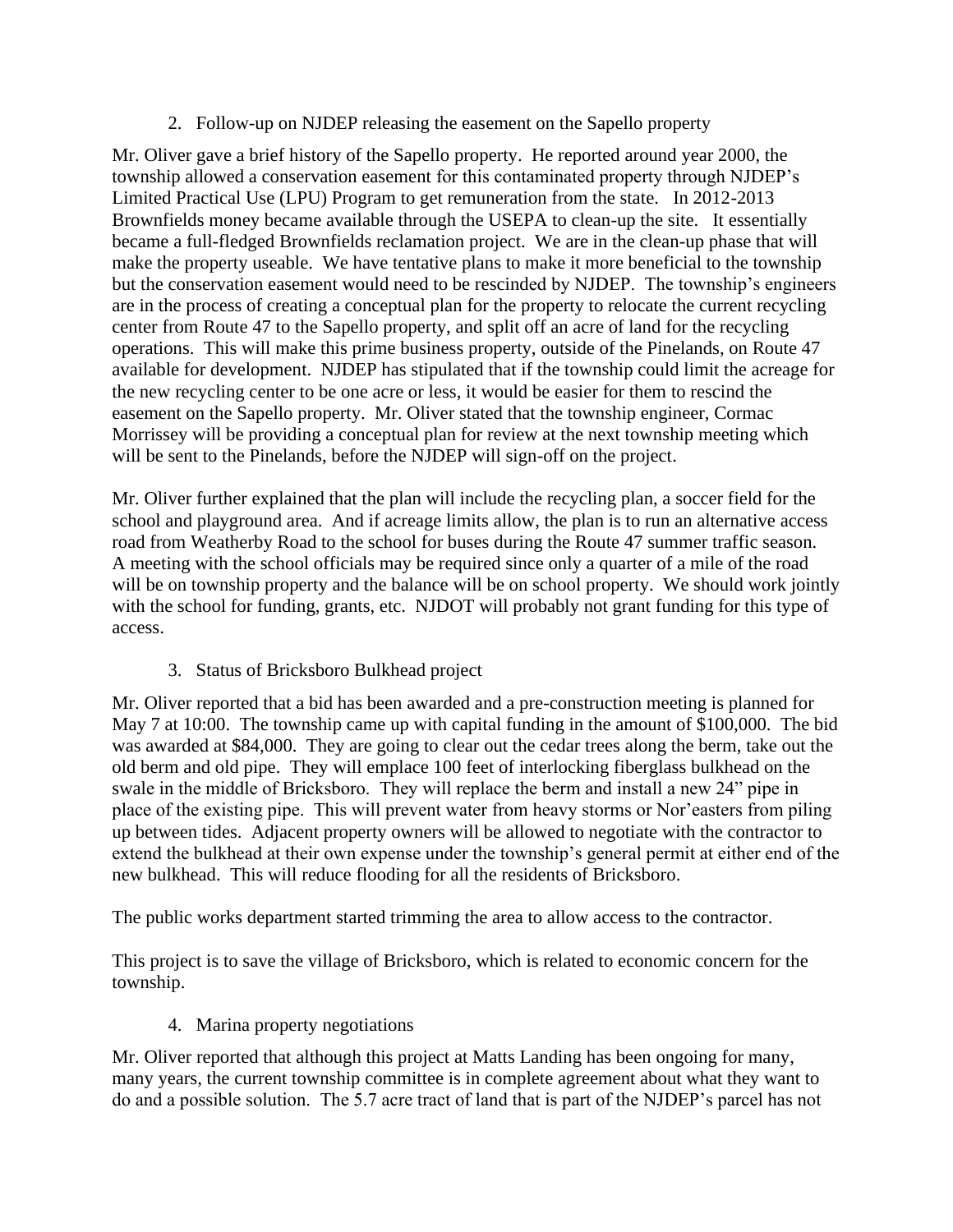2. Follow-up on NJDEP releasing the easement on the Sapello property

Mr. Oliver gave a brief history of the Sapello property. He reported around year 2000, the township allowed a conservation easement for this contaminated property through NJDEP's Limited Practical Use (LPU) Program to get remuneration from the state. In 2012-2013 Brownfields money became available through the USEPA to clean-up the site. It essentially became a full-fledged Brownfields reclamation project. We are in the clean-up phase that will make the property useable. We have tentative plans to make it more beneficial to the township but the conservation easement would need to be rescinded by NJDEP. The township's engineers are in the process of creating a conceptual plan for the property to relocate the current recycling center from Route 47 to the Sapello property, and split off an acre of land for the recycling operations. This will make this prime business property, outside of the Pinelands, on Route 47 available for development. NJDEP has stipulated that if the township could limit the acreage for the new recycling center to be one acre or less, it would be easier for them to rescind the easement on the Sapello property. Mr. Oliver stated that the township engineer, Cormac Morrissey will be providing a conceptual plan for review at the next township meeting which will be sent to the Pinelands, before the NJDEP will sign-off on the project.

Mr. Oliver further explained that the plan will include the recycling plan, a soccer field for the school and playground area. And if acreage limits allow, the plan is to run an alternative access road from Weatherby Road to the school for buses during the Route 47 summer traffic season. A meeting with the school officials may be required since only a quarter of a mile of the road will be on township property and the balance will be on school property. We should work jointly with the school for funding, grants, etc. NJDOT will probably not grant funding for this type of access.

3. Status of Bricksboro Bulkhead project

Mr. Oliver reported that a bid has been awarded and a pre-construction meeting is planned for May 7 at 10:00. The township came up with capital funding in the amount of $100,000. The bid was awarded at $84,000. They are going to clear out the cedar trees along the berm, take out the old berm and old pipe. They will emplace 100 feet of interlocking fiberglass bulkhead on the swale in the middle of Bricksboro. They will replace the berm and install a new 24" pipe in place of the existing pipe. This will prevent water from heavy storms or Nor'easters from piling up between tides. Adjacent property owners will be allowed to negotiate with the contractor to extend the bulkhead at their own expense under the township's general permit at either end of the new bulkhead. This will reduce flooding for all the residents of Bricksboro.

The public works department started trimming the area to allow access to the contractor.

This project is to save the village of Bricksboro, which is related to economic concern for the township.

4. Marina property negotiations

Mr. Oliver reported that although this project at Matts Landing has been ongoing for many, many years, the current township committee is in complete agreement about what they want to do and a possible solution. The 5.7 acre tract of land that is part of the NJDEP's parcel has not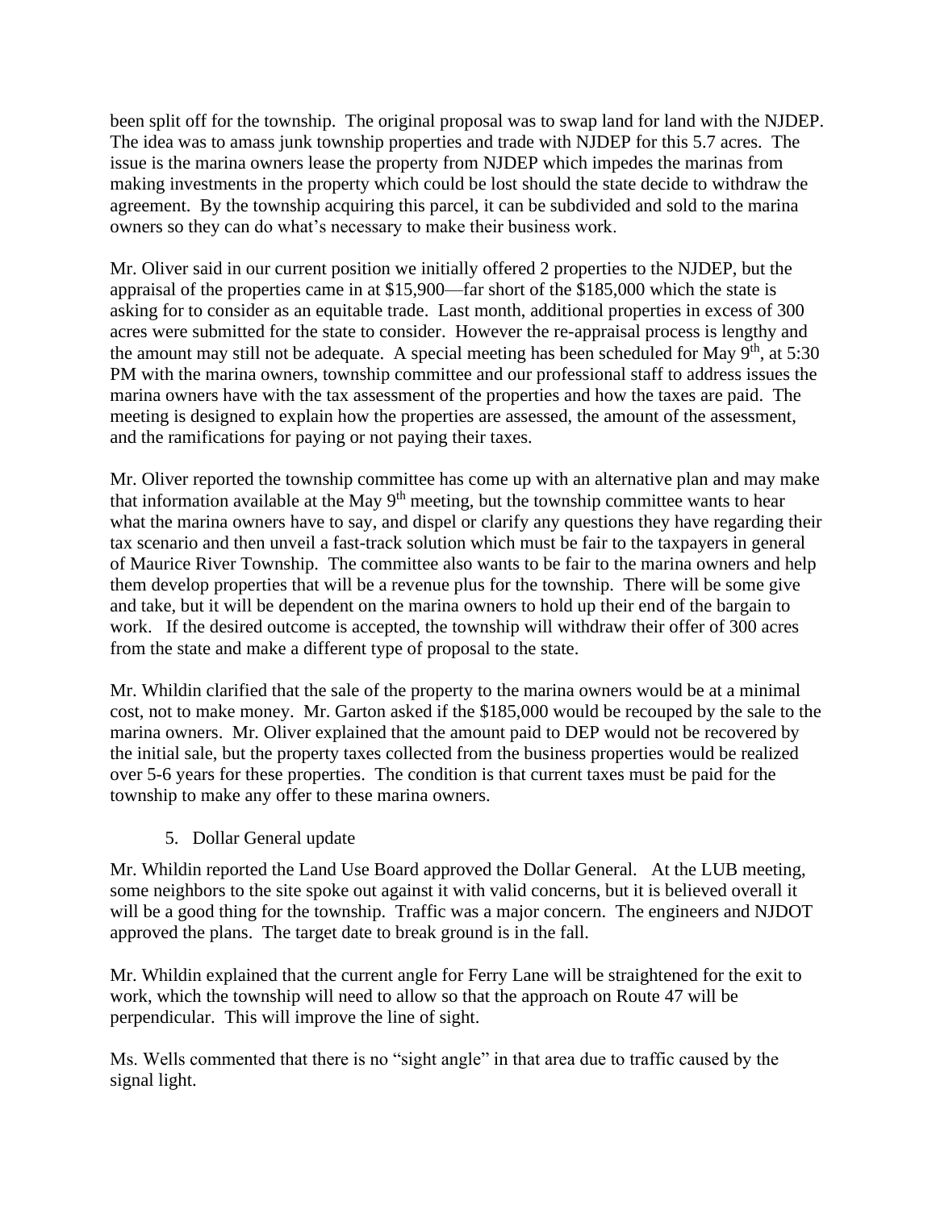been split off for the township. The original proposal was to swap land for land with the NJDEP. The idea was to amass junk township properties and trade with NJDEP for this 5.7 acres. The issue is the marina owners lease the property from NJDEP which impedes the marinas from making investments in the property which could be lost should the state decide to withdraw the agreement. By the township acquiring this parcel, it can be subdivided and sold to the marina owners so they can do what's necessary to make their business work.

Mr. Oliver said in our current position we initially offered 2 properties to the NJDEP, but the appraisal of the properties came in at $15,900—far short of the $185,000 which the state is asking for to consider as an equitable trade. Last month, additional properties in excess of 300 acres were submitted for the state to consider. However the re-appraisal process is lengthy and the amount may still not be adequate. A special meeting has been scheduled for May 9th, at 5:30 PM with the marina owners, township committee and our professional staff to address issues the marina owners have with the tax assessment of the properties and how the taxes are paid. The meeting is designed to explain how the properties are assessed, the amount of the assessment, and the ramifications for paying or not paying their taxes.

Mr. Oliver reported the township committee has come up with an alternative plan and may make that information available at the May 9th meeting, but the township committee wants to hear what the marina owners have to say, and dispel or clarify any questions they have regarding their tax scenario and then unveil a fast-track solution which must be fair to the taxpayers in general of Maurice River Township. The committee also wants to be fair to the marina owners and help them develop properties that will be a revenue plus for the township. There will be some give and take, but it will be dependent on the marina owners to hold up their end of the bargain to work. If the desired outcome is accepted, the township will withdraw their offer of 300 acres from the state and make a different type of proposal to the state.

Mr. Whildin clarified that the sale of the property to the marina owners would be at a minimal cost, not to make money. Mr. Garton asked if the $185,000 would be recouped by the sale to the marina owners. Mr. Oliver explained that the amount paid to DEP would not be recovered by the initial sale, but the property taxes collected from the business properties would be realized over 5-6 years for these properties. The condition is that current taxes must be paid for the township to make any offer to these marina owners.

5. Dollar General update

Mr. Whildin reported the Land Use Board approved the Dollar General. At the LUB meeting, some neighbors to the site spoke out against it with valid concerns, but it is believed overall it will be a good thing for the township. Traffic was a major concern. The engineers and NJDOT approved the plans. The target date to break ground is in the fall.

Mr. Whildin explained that the current angle for Ferry Lane will be straightened for the exit to work, which the township will need to allow so that the approach on Route 47 will be perpendicular. This will improve the line of sight.

Ms. Wells commented that there is no "sight angle" in that area due to traffic caused by the signal light.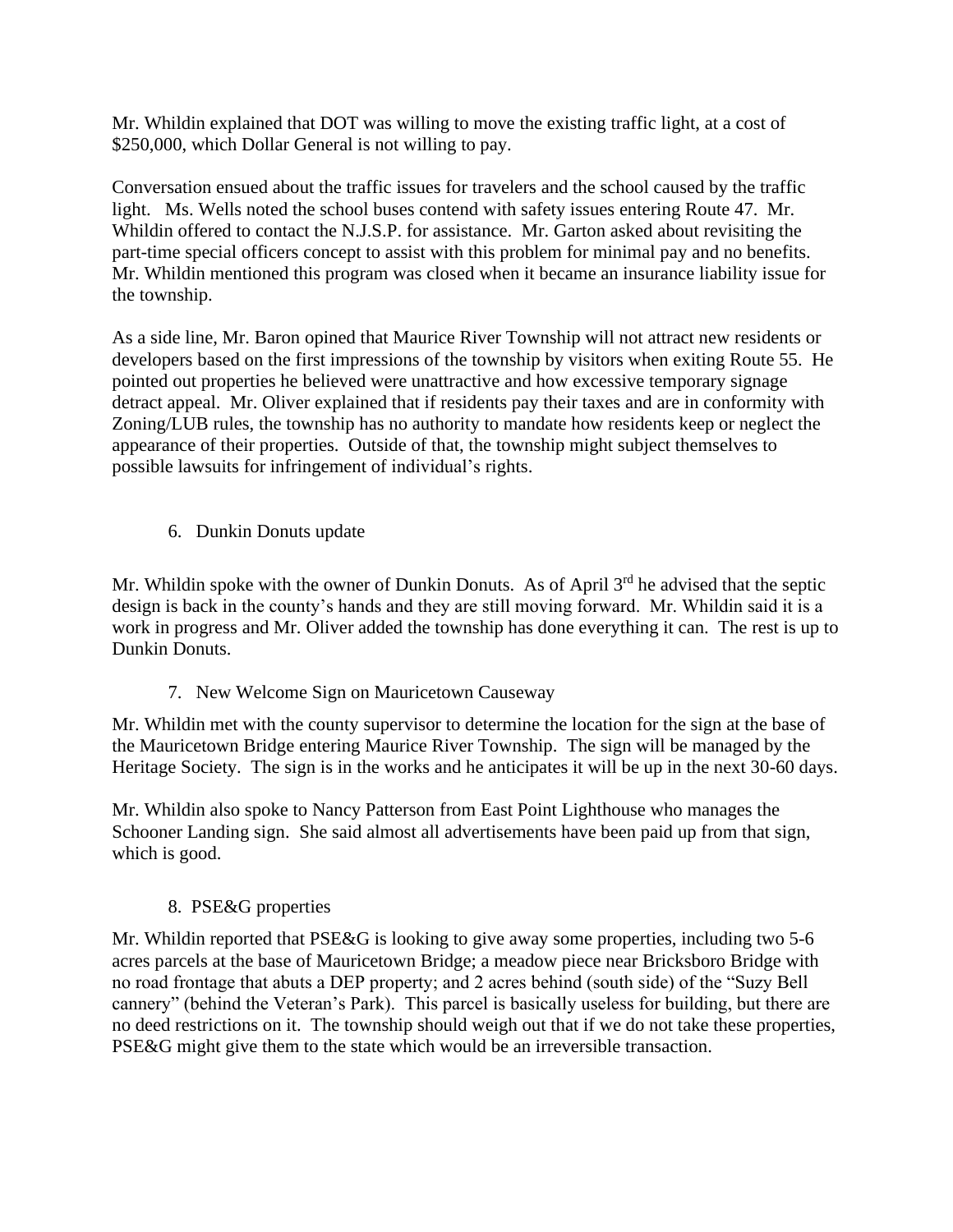Mr. Whildin explained that DOT was willing to move the existing traffic light, at a cost of $250,000, which Dollar General is not willing to pay.

Conversation ensued about the traffic issues for travelers and the school caused by the traffic light. Ms. Wells noted the school buses contend with safety issues entering Route 47. Mr. Whildin offered to contact the N.J.S.P. for assistance. Mr. Garton asked about revisiting the part-time special officers concept to assist with this problem for minimal pay and no benefits. Mr. Whildin mentioned this program was closed when it became an insurance liability issue for the township.

As a side line, Mr. Baron opined that Maurice River Township will not attract new residents or developers based on the first impressions of the township by visitors when exiting Route 55. He pointed out properties he believed were unattractive and how excessive temporary signage detract appeal. Mr. Oliver explained that if residents pay their taxes and are in conformity with Zoning/LUB rules, the township has no authority to mandate how residents keep or neglect the appearance of their properties. Outside of that, the township might subject themselves to possible lawsuits for infringement of individual's rights.

6. Dunkin Donuts update

Mr. Whildin spoke with the owner of Dunkin Donuts. As of April 3rd he advised that the septic design is back in the county's hands and they are still moving forward. Mr. Whildin said it is a work in progress and Mr. Oliver added the township has done everything it can. The rest is up to Dunkin Donuts.

7. New Welcome Sign on Mauricetown Causeway

Mr. Whildin met with the county supervisor to determine the location for the sign at the base of the Mauricetown Bridge entering Maurice River Township. The sign will be managed by the Heritage Society. The sign is in the works and he anticipates it will be up in the next 30-60 days.

Mr. Whildin also spoke to Nancy Patterson from East Point Lighthouse who manages the Schooner Landing sign. She said almost all advertisements have been paid up from that sign, which is good.

8. PSE&G properties

Mr. Whildin reported that PSE&G is looking to give away some properties, including two 5-6 acres parcels at the base of Mauricetown Bridge; a meadow piece near Bricksboro Bridge with no road frontage that abuts a DEP property; and 2 acres behind (south side) of the "Suzy Bell cannery" (behind the Veteran's Park). This parcel is basically useless for building, but there are no deed restrictions on it. The township should weigh out that if we do not take these properties, PSE&G might give them to the state which would be an irreversible transaction.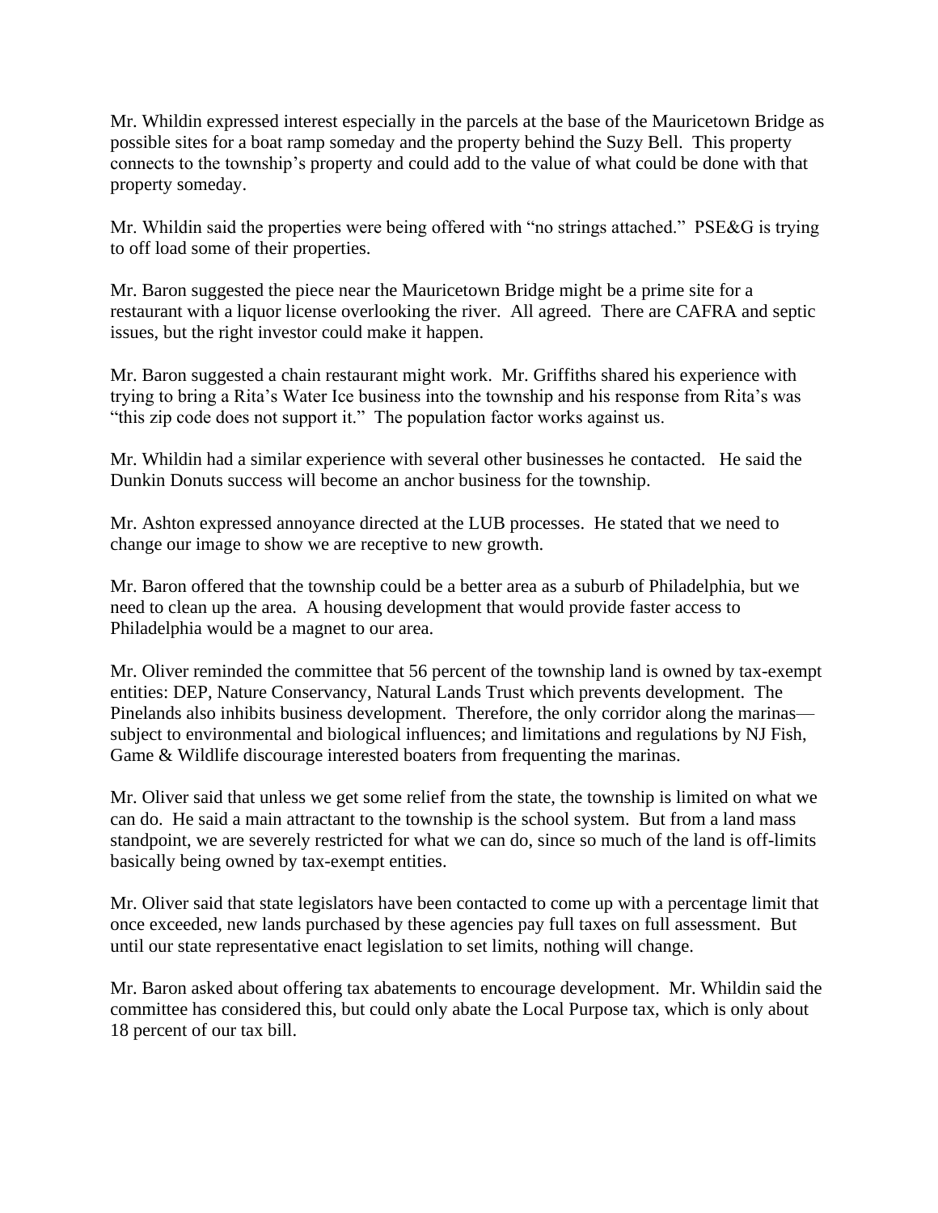Mr. Whildin expressed interest especially in the parcels at the base of the Mauricetown Bridge as possible sites for a boat ramp someday and the property behind the Suzy Bell. This property connects to the township's property and could add to the value of what could be done with that property someday.

Mr. Whildin said the properties were being offered with "no strings attached." PSE&G is trying to off load some of their properties.

Mr. Baron suggested the piece near the Mauricetown Bridge might be a prime site for a restaurant with a liquor license overlooking the river. All agreed. There are CAFRA and septic issues, but the right investor could make it happen.

Mr. Baron suggested a chain restaurant might work. Mr. Griffiths shared his experience with trying to bring a Rita's Water Ice business into the township and his response from Rita's was "this zip code does not support it." The population factor works against us.

Mr. Whildin had a similar experience with several other businesses he contacted. He said the Dunkin Donuts success will become an anchor business for the township.

Mr. Ashton expressed annoyance directed at the LUB processes. He stated that we need to change our image to show we are receptive to new growth.

Mr. Baron offered that the township could be a better area as a suburb of Philadelphia, but we need to clean up the area. A housing development that would provide faster access to Philadelphia would be a magnet to our area.

Mr. Oliver reminded the committee that 56 percent of the township land is owned by tax-exempt entities: DEP, Nature Conservancy, Natural Lands Trust which prevents development. The Pinelands also inhibits business development. Therefore, the only corridor along the marinas—subject to environmental and biological influences; and limitations and regulations by NJ Fish, Game & Wildlife discourage interested boaters from frequenting the marinas.

Mr. Oliver said that unless we get some relief from the state, the township is limited on what we can do. He said a main attractant to the township is the school system. But from a land mass standpoint, we are severely restricted for what we can do, since so much of the land is off-limits basically being owned by tax-exempt entities.

Mr. Oliver said that state legislators have been contacted to come up with a percentage limit that once exceeded, new lands purchased by these agencies pay full taxes on full assessment. But until our state representative enact legislation to set limits, nothing will change.

Mr. Baron asked about offering tax abatements to encourage development. Mr. Whildin said the committee has considered this, but could only abate the Local Purpose tax, which is only about 18 percent of our tax bill.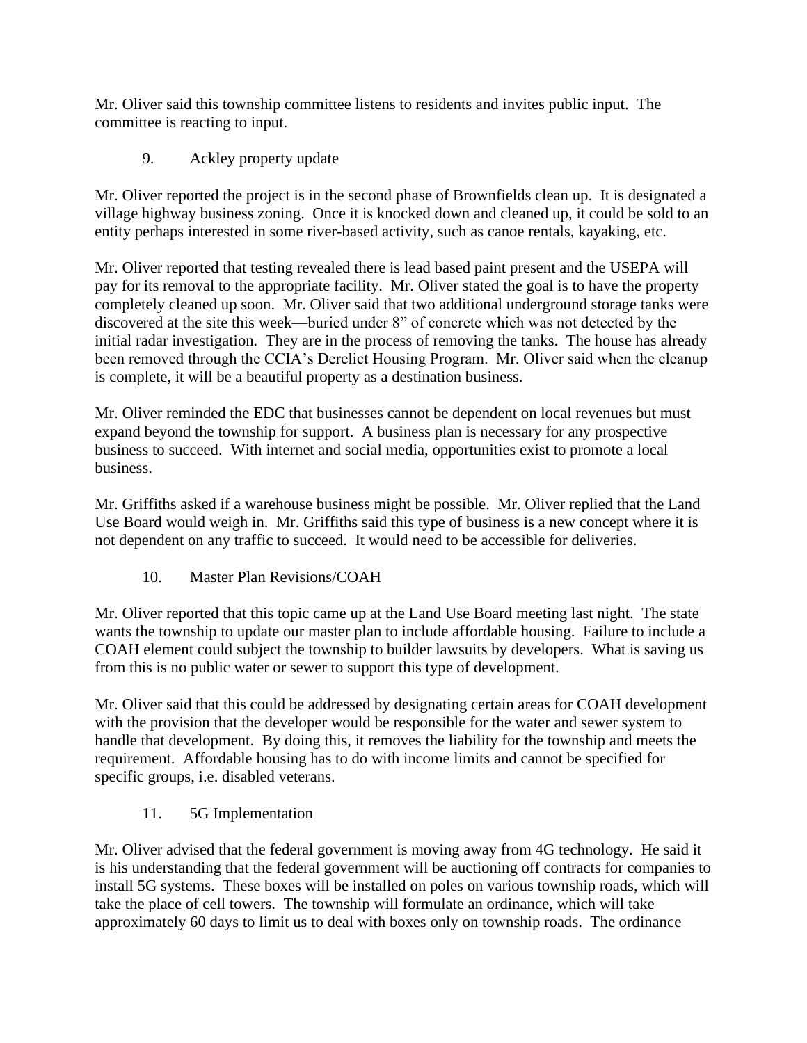Mr. Oliver said this township committee listens to residents and invites public input. The committee is reacting to input.

9. Ackley property update

Mr. Oliver reported the project is in the second phase of Brownfields clean up. It is designated a village highway business zoning. Once it is knocked down and cleaned up, it could be sold to an entity perhaps interested in some river-based activity, such as canoe rentals, kayaking, etc.

Mr. Oliver reported that testing revealed there is lead based paint present and the USEPA will pay for its removal to the appropriate facility. Mr. Oliver stated the goal is to have the property completely cleaned up soon. Mr. Oliver said that two additional underground storage tanks were discovered at the site this week—buried under 8" of concrete which was not detected by the initial radar investigation. They are in the process of removing the tanks. The house has already been removed through the CCIA's Derelict Housing Program. Mr. Oliver said when the cleanup is complete, it will be a beautiful property as a destination business.

Mr. Oliver reminded the EDC that businesses cannot be dependent on local revenues but must expand beyond the township for support. A business plan is necessary for any prospective business to succeed. With internet and social media, opportunities exist to promote a local business.

Mr. Griffiths asked if a warehouse business might be possible. Mr. Oliver replied that the Land Use Board would weigh in. Mr. Griffiths said this type of business is a new concept where it is not dependent on any traffic to succeed. It would need to be accessible for deliveries.

10. Master Plan Revisions/COAH

Mr. Oliver reported that this topic came up at the Land Use Board meeting last night. The state wants the township to update our master plan to include affordable housing. Failure to include a COAH element could subject the township to builder lawsuits by developers. What is saving us from this is no public water or sewer to support this type of development.

Mr. Oliver said that this could be addressed by designating certain areas for COAH development with the provision that the developer would be responsible for the water and sewer system to handle that development. By doing this, it removes the liability for the township and meets the requirement. Affordable housing has to do with income limits and cannot be specified for specific groups, i.e. disabled veterans.

11. 5G Implementation

Mr. Oliver advised that the federal government is moving away from 4G technology. He said it is his understanding that the federal government will be auctioning off contracts for companies to install 5G systems. These boxes will be installed on poles on various township roads, which will take the place of cell towers. The township will formulate an ordinance, which will take approximately 60 days to limit us to deal with boxes only on township roads. The ordinance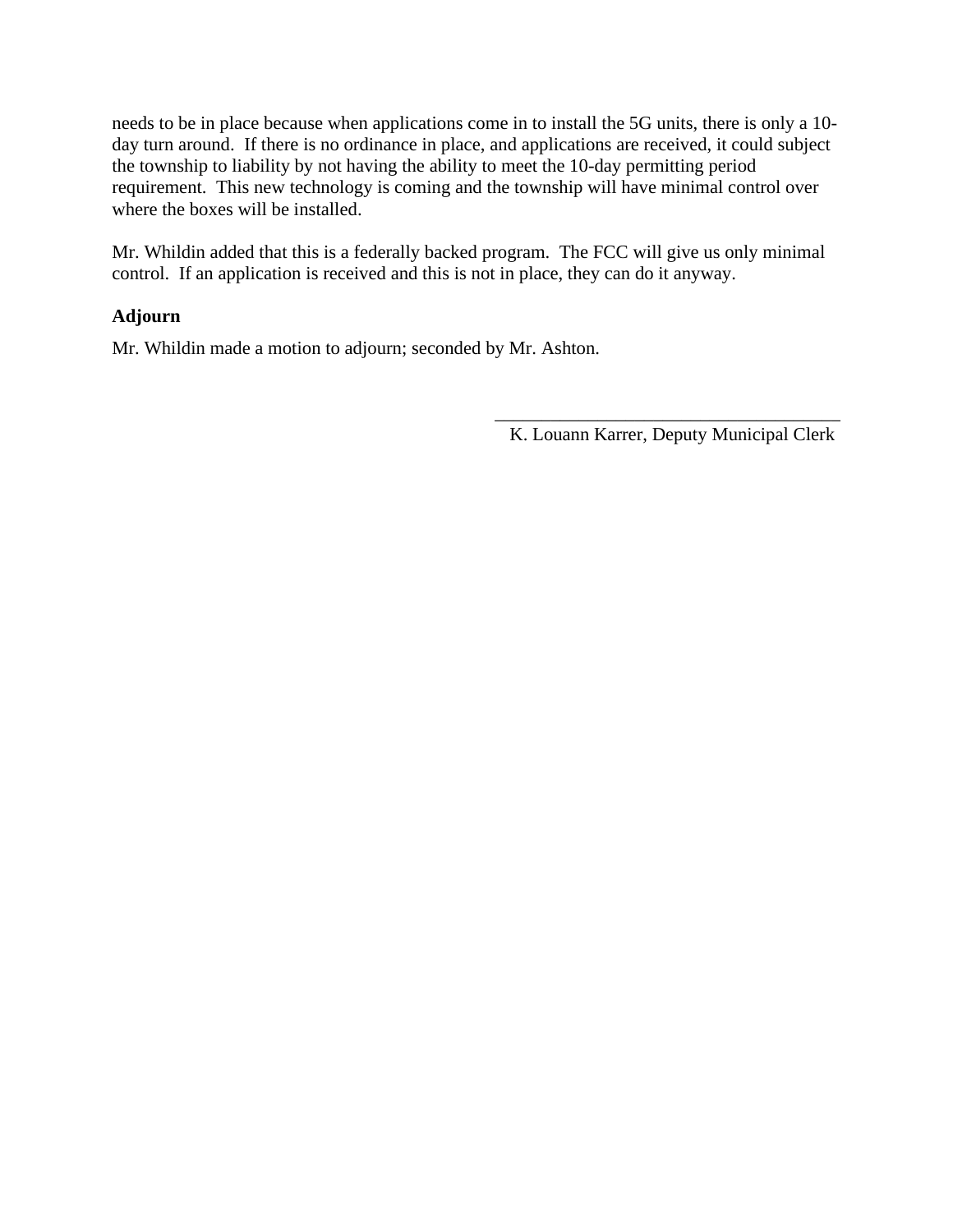needs to be in place because when applications come in to install the 5G units, there is only a 10-day turn around. If there is no ordinance in place, and applications are received, it could subject the township to liability by not having the ability to meet the 10-day permitting period requirement. This new technology is coming and the township will have minimal control over where the boxes will be installed.

Mr. Whildin added that this is a federally backed program. The FCC will give us only minimal control. If an application is received and this is not in place, they can do it anyway.

**Adjourn**

Mr. Whildin made a motion to adjourn; seconded by Mr. Ashton.

_______________________________________
K. Louann Karrer, Deputy Municipal Clerk